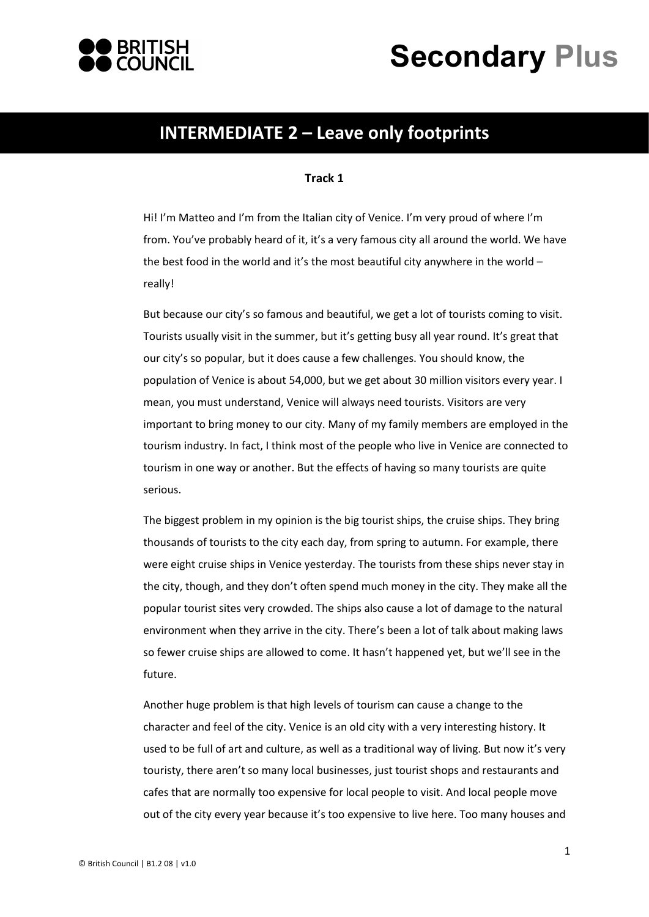# INTERMEDIATE 2 – Leave only footprints

**Track 1**

Hi! I'm Matteo and I'm from the Italian city of Venice. I'm very proud of where I'm from. You've probably heard of it, it's a very famous city all around the world. We have the best food in the world and it's the most beautiful city anywhere in the world – really!

But because our city's so famous and beautiful, we get a lot of tourists coming to visit. Tourists usually visit in the summer, but it's getting busy all year round. It's great that our city's so popular, but it does cause a few challenges. You should know, the population of Venice is about 54,000, but we get about 30 million visitors every year. I mean, you must understand, Venice will always need tourists. Visitors are very important to bring money to our city. Many of my family members are employed in the tourism industry. In fact, I think most of the people who live in Venice are connected to tourism in one way or another. But the effects of having so many tourists are quite serious.

The biggest problem in my opinion is the big tourist ships, the cruise ships. They bring thousands of tourists to the city each day, from spring to autumn. For example, there were eight cruise ships in Venice yesterday. The tourists from these ships never stay in the city, though, and they don't often spend much money in the city. They make all the popular tourist sites very crowded. The ships also cause a lot of damage to the natural environment when they arrive in the city. There's been a lot of talk about making laws so fewer cruise ships are allowed to come. It hasn't happened yet, but we'll see in the future.

Another huge problem is that high levels of tourism can cause a change to the character and feel of the city. Venice is an old city with a very interesting history. It used to be full of art and culture, as well as a traditional way of living. But now it's very touristy, there aren't so many local businesses, just tourist shops and restaurants and cafes that are normally too expensive for local people to visit. And local people move out of the city every year because it's too expensive to live here. Too many houses and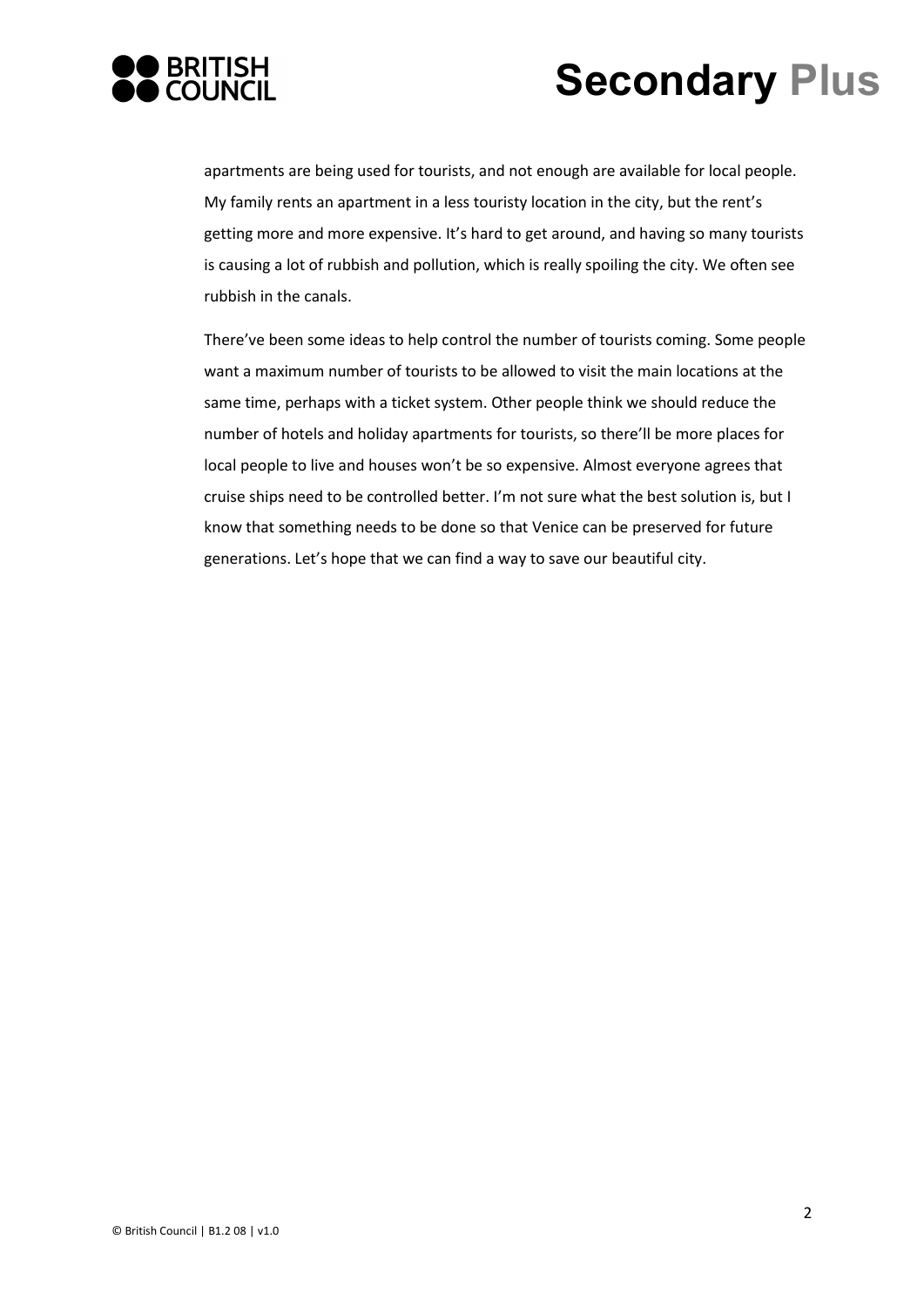apartments are being used for tourists, and not enough are available for local people. My family rents an apartment in a less touristy location in the city, but the rent's getting more and more expensive. It's hard to get around, and having so many tourists is causing a lot of rubbish and pollution, which is really spoiling the city. We often see rubbish in the canals.

There've been some ideas to help control the number of tourists coming. Some people want a maximum number of tourists to be allowed to visit the main locations at the same time, perhaps with a ticket system. Other people think we should reduce the number of hotels and holiday apartments for tourists, so there'll be more places for local people to live and houses won't be so expensive. Almost everyone agrees that cruise ships need to be controlled better. I'm not sure what the best solution is, but I know that something needs to be done so that Venice can be preserved for future generations. Let's hope that we can find a way to save our beautiful city.